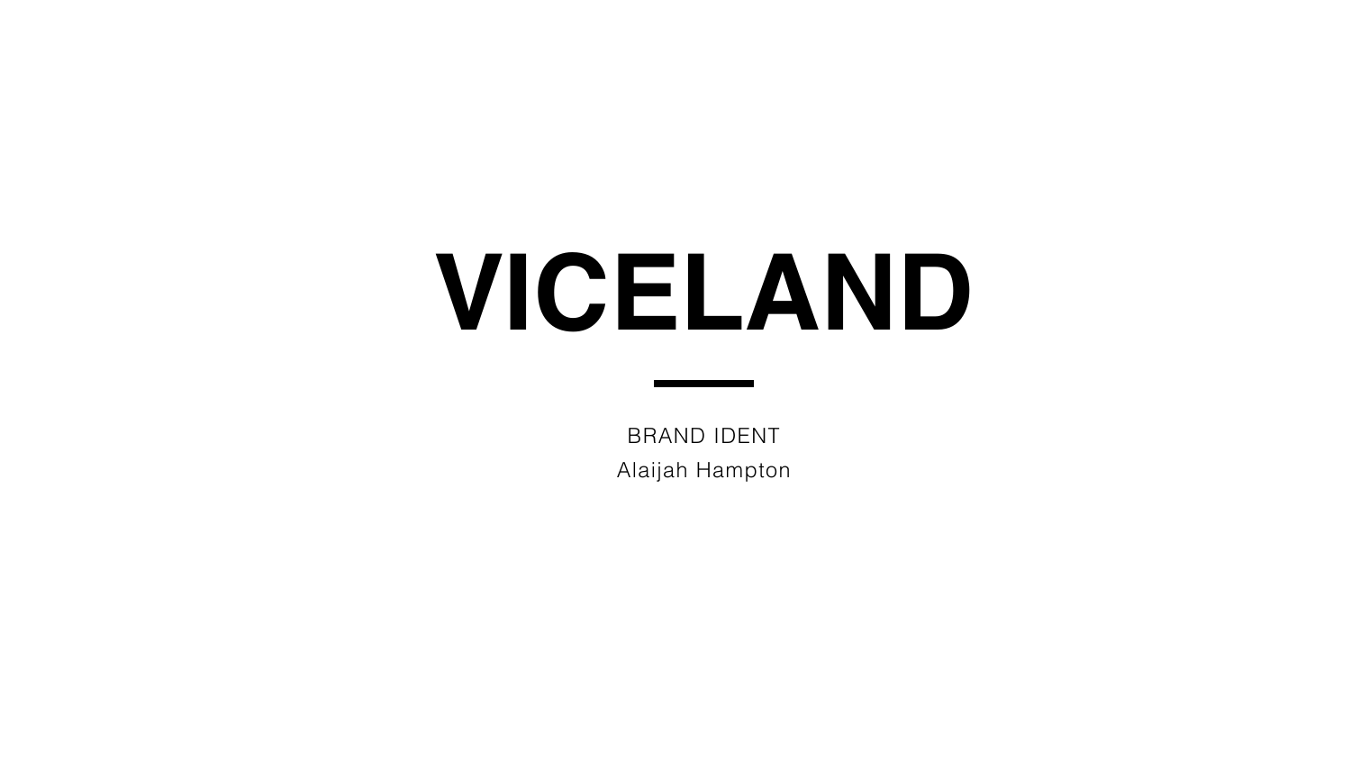# VICELAND

---

BRAND IDENT

Alaijah Hampton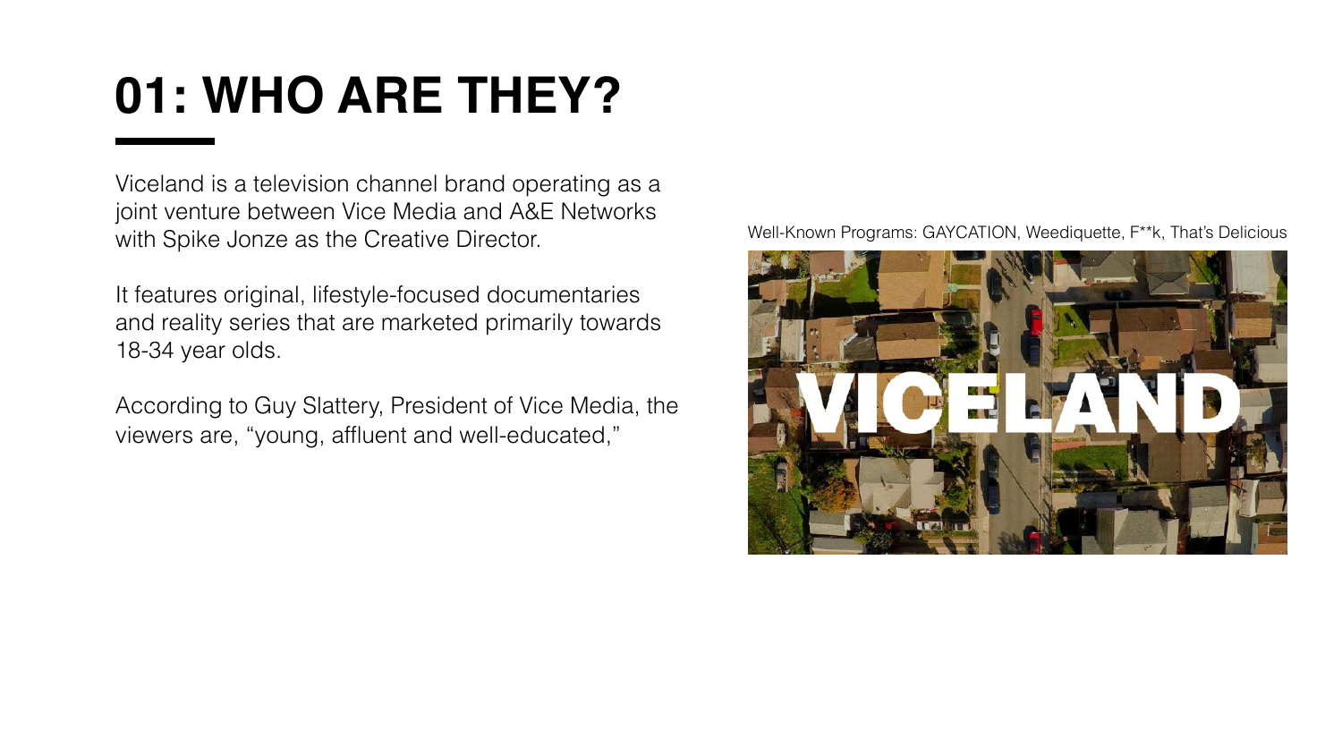# 01: WHO ARE THEY?

Viceland is a television channel brand operating as a joint venture between Vice Media and A&E Networks with Spike Jonze as the Creative Director.

It features original, lifestyle-focused documentaries and reality series that are marketed primarily towards 18-34 year olds.

According to Guy Slattery, President of Vice Media, the viewers are, "young, affluent and well-educated,"

Well-Known Programs: GAYCATION, Weediquette, F**k, That's Delicious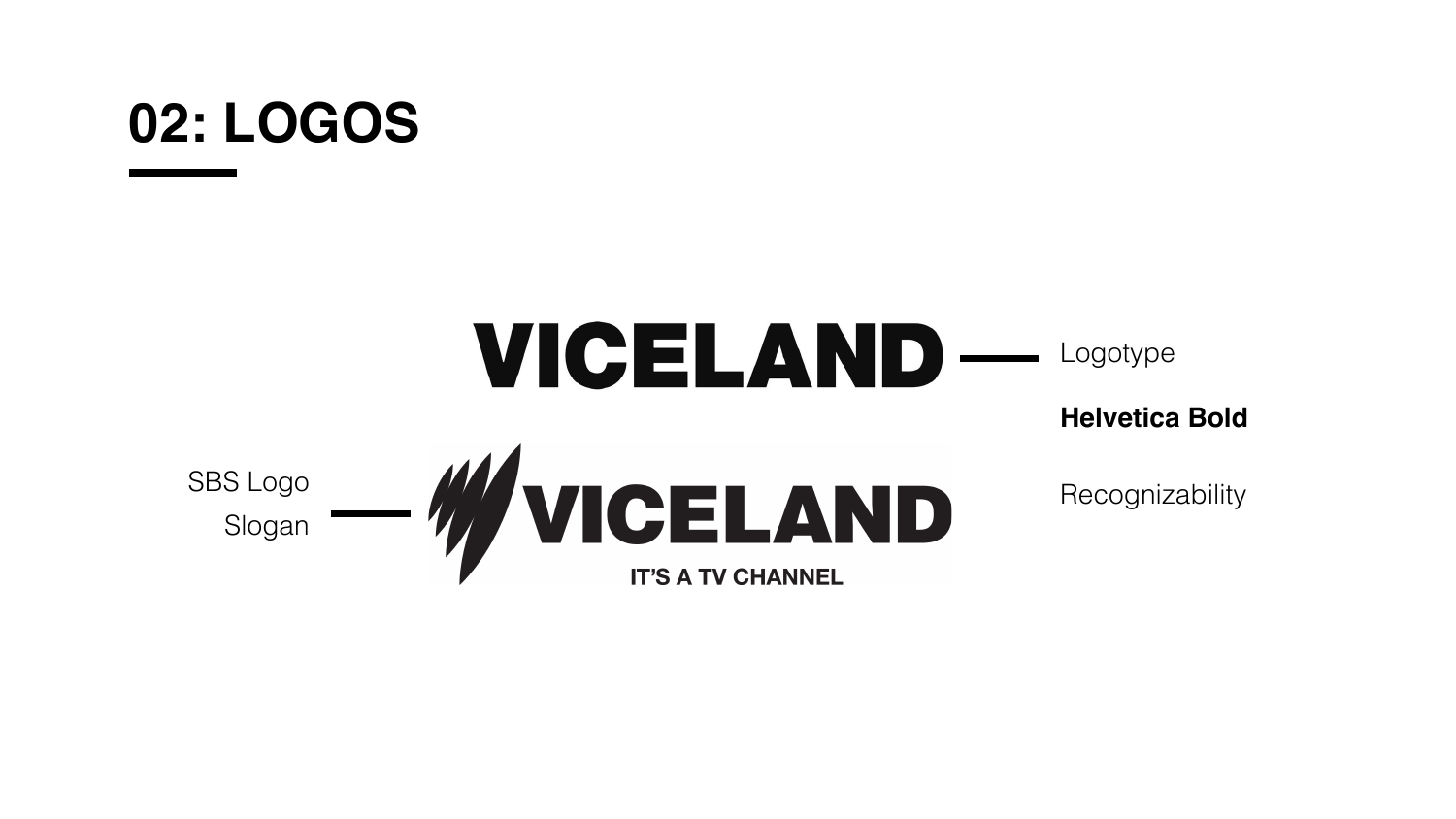# 02: LOGOS

VICELAND — Logotype

**Helvetica Bold**

Recognizability

SBS Logo
Slogan — VICELAND

IT'S A TV CHANNEL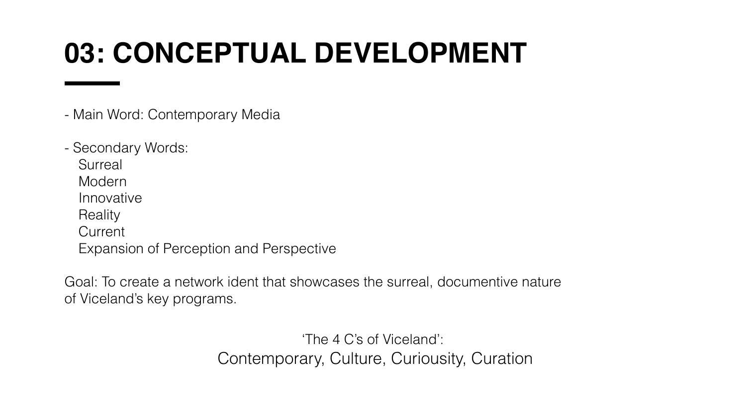# 03: CONCEPTUAL DEVELOPMENT

- Main Word: Contemporary Media

- Secondary Words:
  - Surreal
  - Modern
  - Innovative
  - Reality
  - Current
  - Expansion of Perception and Perspective

Goal: To create a network ident that showcases the surreal, documentive nature of Viceland's key programs.

'The 4 C's of Viceland':

Contemporary, Culture, Curiousity, Curation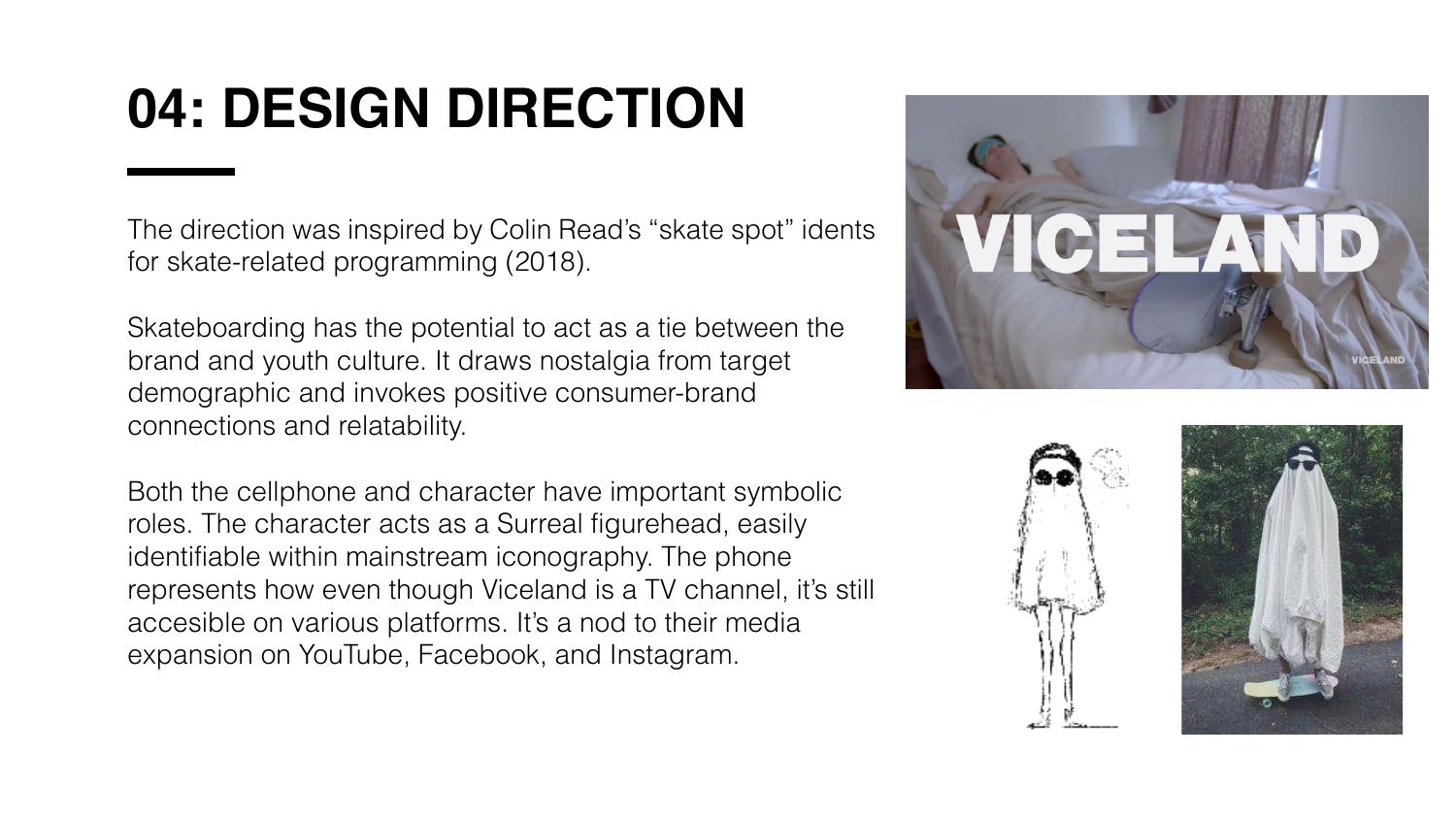# 04: DESIGN DIRECTION

The direction was inspired by Colin Read's "skate spot" idents for skate-related programming (2018).

Skateboarding has the potential to act as a tie between the brand and youth culture. It draws nostalgia from target demographic and invokes positive consumer-brand connections and relatability.

Both the cellphone and character have important symbolic roles. The character acts as a Surreal figurehead, easily identifiable within mainstream iconography. The phone represents how even though Viceland is a TV channel, it's still accesible on various platforms. It's a nod to their media expansion on YouTube, Facebook, and Instagram.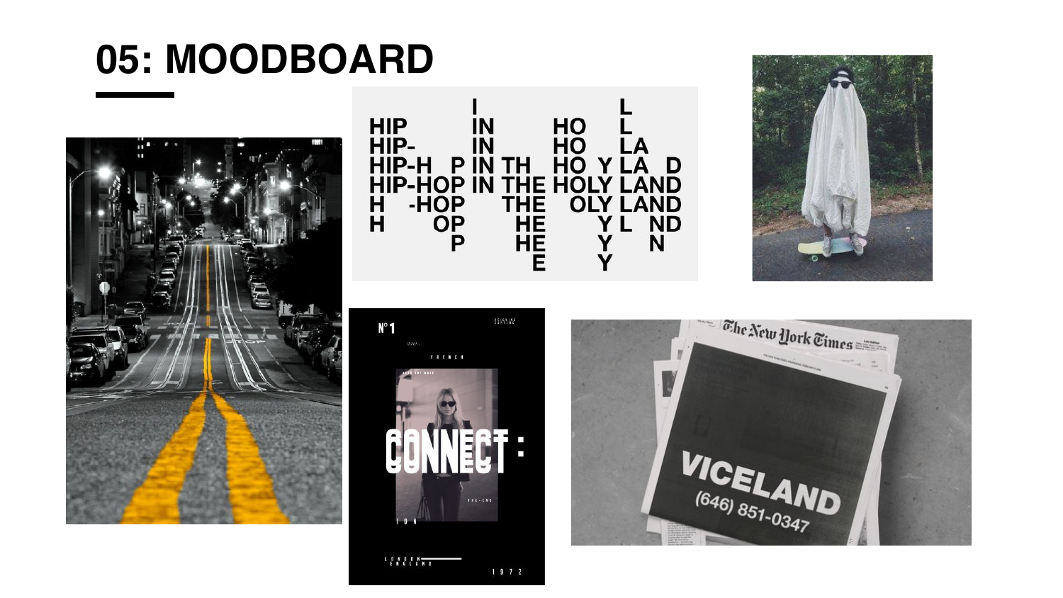# 05: MOODBOARD